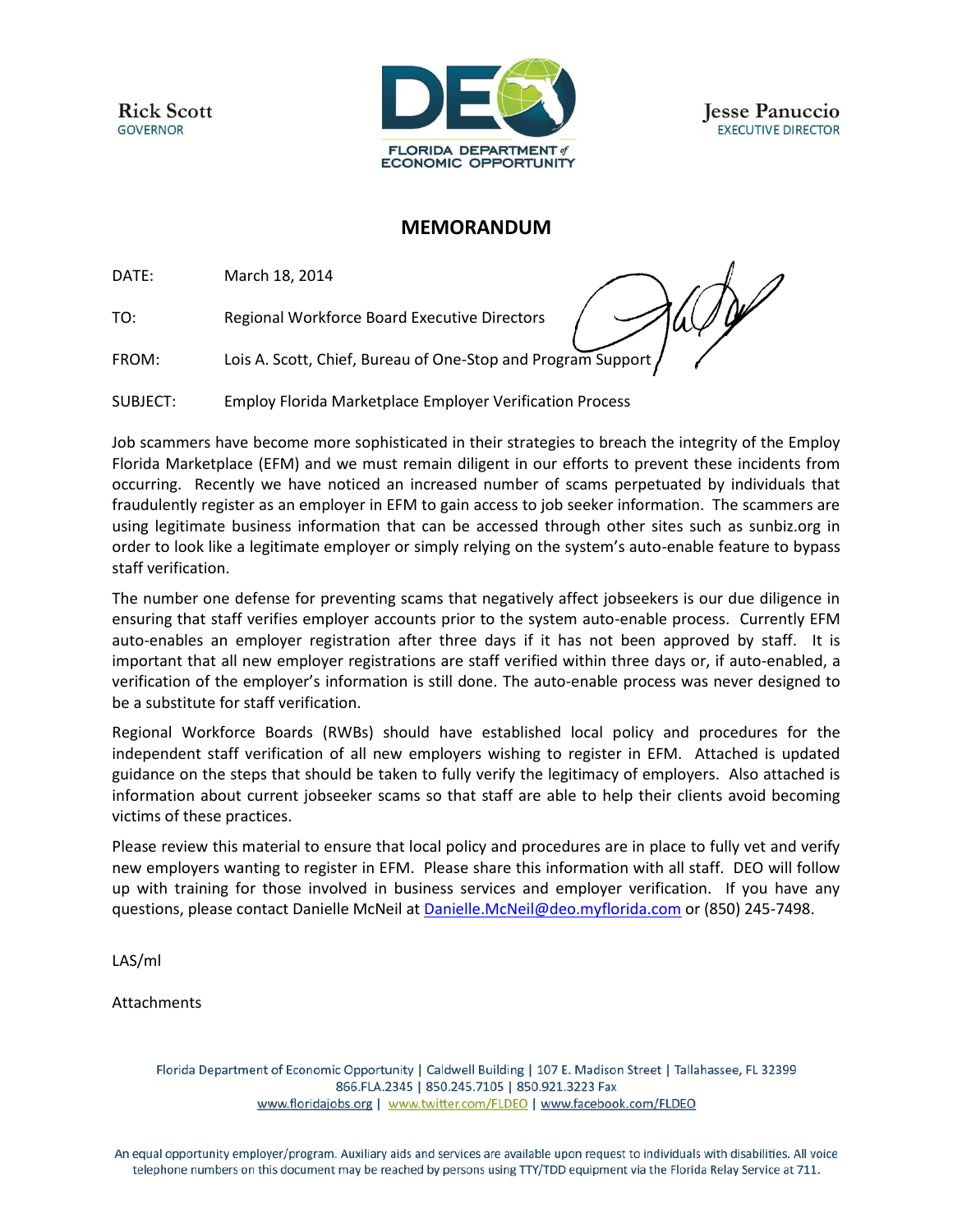Rick Scott
GOVERNOR

FLORIDA DEPARTMENT of ECONOMIC OPPORTUNITY

Jesse Panuccio
EXECUTIVE DIRECTOR

# MEMORANDUM

DATE: March 18, 2014

TO: Regional Workforce Board Executive Directors

FROM: Lois A. Scott, Chief, Bureau of One-Stop and Program Support

SUBJECT: Employ Florida Marketplace Employer Verification Process

Job scammers have become more sophisticated in their strategies to breach the integrity of the Employ Florida Marketplace (EFM) and we must remain diligent in our efforts to prevent these incidents from occurring. Recently we have noticed an increased number of scams perpetuated by individuals that fraudulently register as an employer in EFM to gain access to job seeker information. The scammers are using legitimate business information that can be accessed through other sites such as sunbiz.org in order to look like a legitimate employer or simply relying on the system's auto-enable feature to bypass staff verification.

The number one defense for preventing scams that negatively affect jobseekers is our due diligence in ensuring that staff verifies employer accounts prior to the system auto-enable process. Currently EFM auto-enables an employer registration after three days if it has not been approved by staff. It is important that all new employer registrations are staff verified within three days or, if auto-enabled, a verification of the employer's information is still done. The auto-enable process was never designed to be a substitute for staff verification.

Regional Workforce Boards (RWBs) should have established local policy and procedures for the independent staff verification of all new employers wishing to register in EFM. Attached is updated guidance on the steps that should be taken to fully verify the legitimacy of employers. Also attached is information about current jobseeker scams so that staff are able to help their clients avoid becoming victims of these practices.

Please review this material to ensure that local policy and procedures are in place to fully vet and verify new employers wanting to register in EFM. Please share this information with all staff. DEO will follow up with training for those involved in business services and employer verification. If you have any questions, please contact Danielle McNeil at Danielle.McNeil@deo.myflorida.com or (850) 245-7498.

LAS/ml

Attachments

Florida Department of Economic Opportunity | Caldwell Building | 107 E. Madison Street | Tallahassee, FL 32399
866.FLA.2345 | 850.245.7105 | 850.921.3223 Fax
www.floridajobs.org | www.twitter.com/FLDEO | www.facebook.com/FLDEO

An equal opportunity employer/program. Auxiliary aids and services are available upon request to individuals with disabilities. All voice telephone numbers on this document may be reached by persons using TTY/TDD equipment via the Florida Relay Service at 711.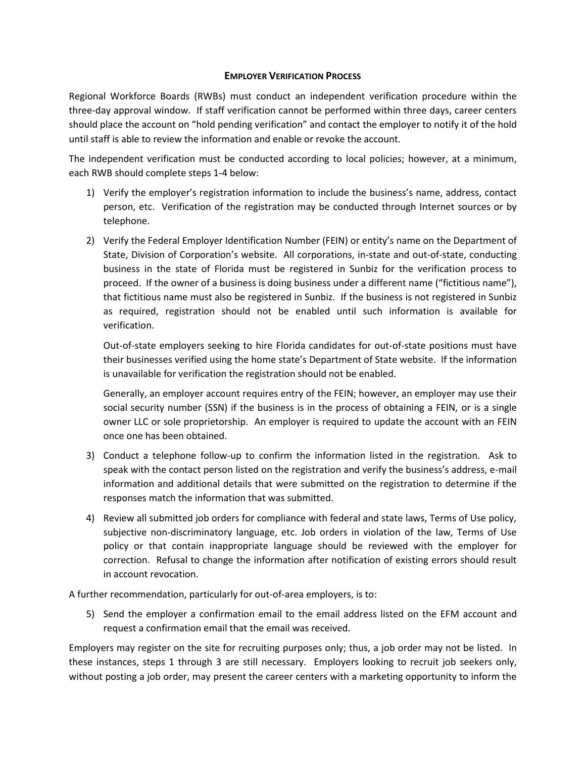## EMPLOYER VERIFICATION PROCESS

Regional Workforce Boards (RWBs) must conduct an independent verification procedure within the three-day approval window. If staff verification cannot be performed within three days, career centers should place the account on "hold pending verification" and contact the employer to notify it of the hold until staff is able to review the information and enable or revoke the account.

The independent verification must be conducted according to local policies; however, at a minimum, each RWB should complete steps 1-4 below:

1) Verify the employer's registration information to include the business's name, address, contact person, etc. Verification of the registration may be conducted through Internet sources or by telephone.

2) Verify the Federal Employer Identification Number (FEIN) or entity's name on the Department of State, Division of Corporation's website. All corporations, in-state and out-of-state, conducting business in the state of Florida must be registered in Sunbiz for the verification process to proceed. If the owner of a business is doing business under a different name ("fictitious name"), that fictitious name must also be registered in Sunbiz. If the business is not registered in Sunbiz as required, registration should not be enabled until such information is available for verification.

   Out-of-state employers seeking to hire Florida candidates for out-of-state positions must have their businesses verified using the home state's Department of State website. If the information is unavailable for verification the registration should not be enabled.

   Generally, an employer account requires entry of the FEIN; however, an employer may use their social security number (SSN) if the business is in the process of obtaining a FEIN, or is a single owner LLC or sole proprietorship. An employer is required to update the account with an FEIN once one has been obtained.

3) Conduct a telephone follow-up to confirm the information listed in the registration. Ask to speak with the contact person listed on the registration and verify the business's address, e-mail information and additional details that were submitted on the registration to determine if the responses match the information that was submitted.

4) Review all submitted job orders for compliance with federal and state laws, Terms of Use policy, subjective non-discriminatory language, etc. Job orders in violation of the law, Terms of Use policy or that contain inappropriate language should be reviewed with the employer for correction. Refusal to change the information after notification of existing errors should result in account revocation.

A further recommendation, particularly for out-of-area employers, is to:

5) Send the employer a confirmation email to the email address listed on the EFM account and request a confirmation email that the email was received.

Employers may register on the site for recruiting purposes only; thus, a job order may not be listed. In these instances, steps 1 through 3 are still necessary. Employers looking to recruit job seekers only, without posting a job order, may present the career centers with a marketing opportunity to inform the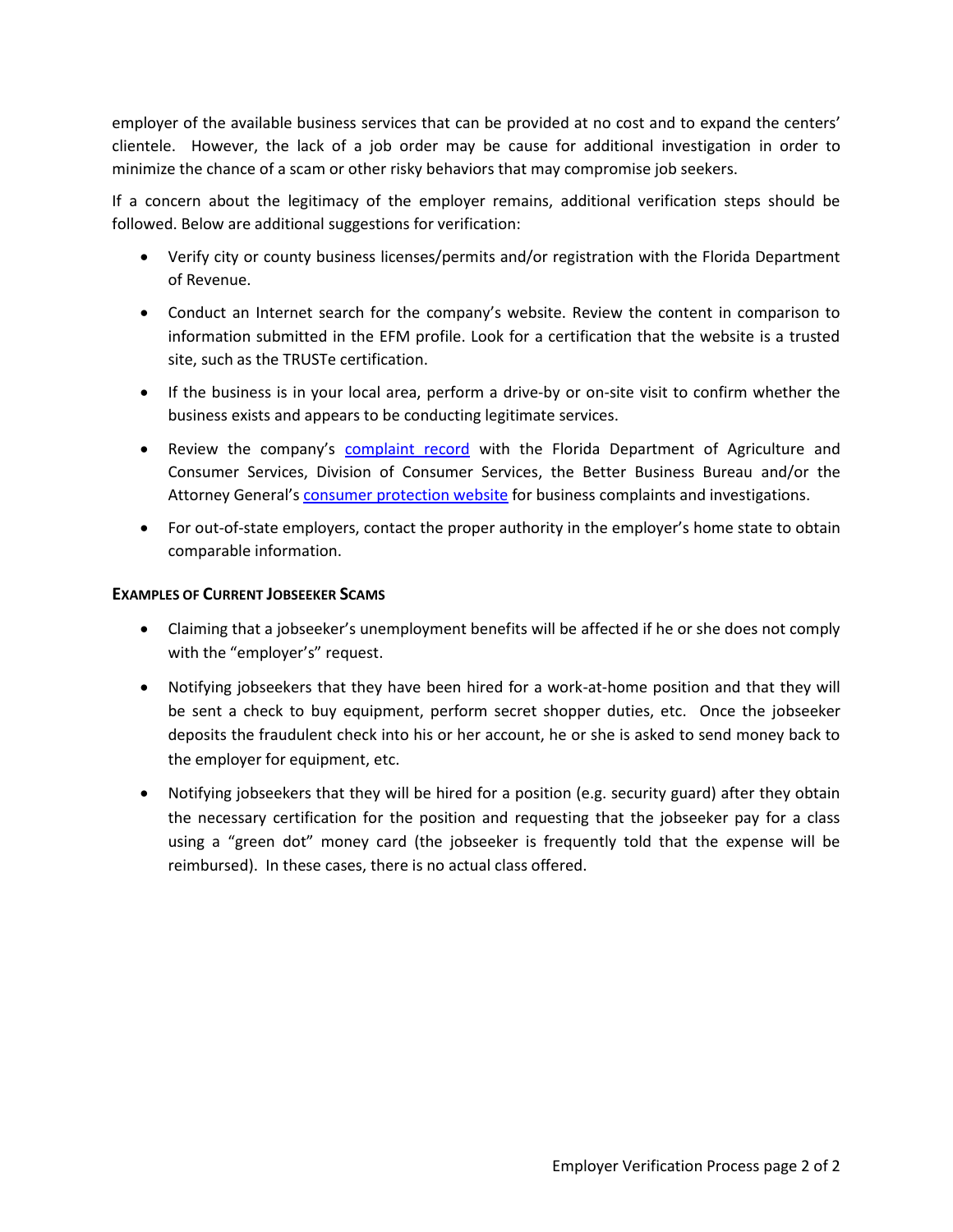employer of the available business services that can be provided at no cost and to expand the centers' clientele. However, the lack of a job order may be cause for additional investigation in order to minimize the chance of a scam or other risky behaviors that may compromise job seekers.

If a concern about the legitimacy of the employer remains, additional verification steps should be followed. Below are additional suggestions for verification:

- Verify city or county business licenses/permits and/or registration with the Florida Department of Revenue.
- Conduct an Internet search for the company's website. Review the content in comparison to information submitted in the EFM profile. Look for a certification that the website is a trusted site, such as the TRUSTe certification.
- If the business is in your local area, perform a drive-by or on-site visit to confirm whether the business exists and appears to be conducting legitimate services.
- Review the company's complaint record with the Florida Department of Agriculture and Consumer Services, Division of Consumer Services, the Better Business Bureau and/or the Attorney General's consumer protection website for business complaints and investigations.
- For out-of-state employers, contact the proper authority in the employer's home state to obtain comparable information.

**EXAMPLES OF CURRENT JOBSEEKER SCAMS**

- Claiming that a jobseeker's unemployment benefits will be affected if he or she does not comply with the "employer's" request.
- Notifying jobseekers that they have been hired for a work-at-home position and that they will be sent a check to buy equipment, perform secret shopper duties, etc. Once the jobseeker deposits the fraudulent check into his or her account, he or she is asked to send money back to the employer for equipment, etc.
- Notifying jobseekers that they will be hired for a position (e.g. security guard) after they obtain the necessary certification for the position and requesting that the jobseeker pay for a class using a "green dot" money card (the jobseeker is frequently told that the expense will be reimbursed). In these cases, there is no actual class offered.